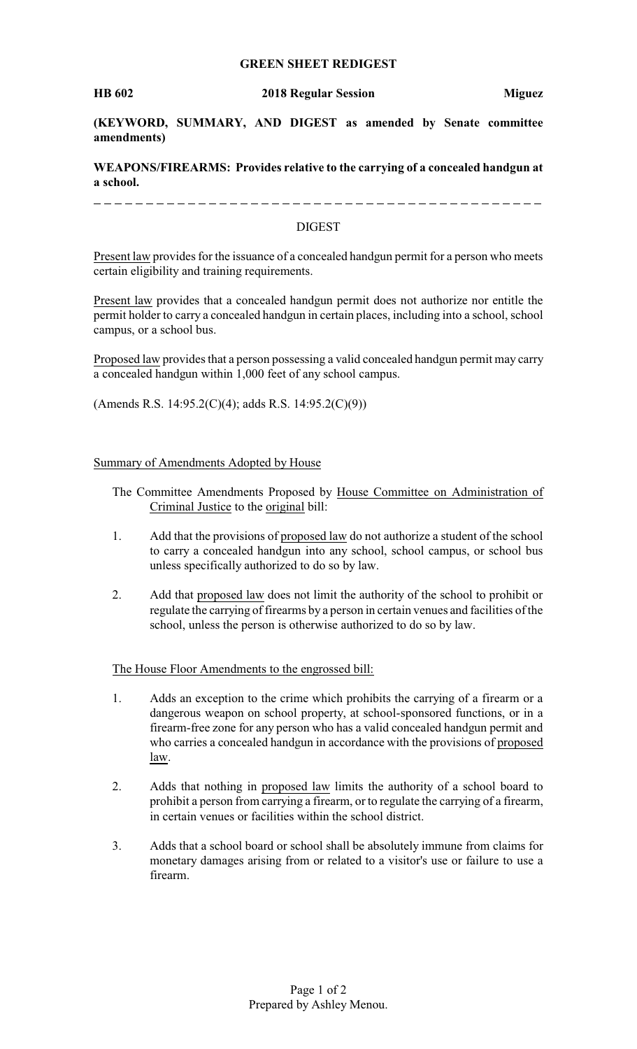**GREEN SHEET REDIGEST**

**HB 602** **2018 Regular Session** **Miguez**

**(KEYWORD, SUMMARY, AND DIGEST as amended by Senate committee amendments)**

**WEAPONS/FIREARMS: Provides relative to the carrying of a concealed handgun at a school.**

---

DIGEST

Present law provides for the issuance of a concealed handgun permit for a person who meets certain eligibility and training requirements.

Present law provides that a concealed handgun permit does not authorize nor entitle the permit holder to carry a concealed handgun in certain places, including into a school, school campus, or a school bus.

Proposed law provides that a person possessing a valid concealed handgun permit may carry a concealed handgun within 1,000 feet of any school campus.

(Amends R.S. 14:95.2(C)(4); adds R.S. 14:95.2(C)(9))

Summary of Amendments Adopted by House

The Committee Amendments Proposed by House Committee on Administration of Criminal Justice to the original bill:

1. Add that the provisions of proposed law do not authorize a student of the school to carry a concealed handgun into any school, school campus, or school bus unless specifically authorized to do so by law.

2. Add that proposed law does not limit the authority of the school to prohibit or regulate the carrying of firearms by a person in certain venues and facilities of the school, unless the person is otherwise authorized to do so by law.

The House Floor Amendments to the engrossed bill:

1. Adds an exception to the crime which prohibits the carrying of a firearm or a dangerous weapon on school property, at school-sponsored functions, or in a firearm-free zone for any person who has a valid concealed handgun permit and who carries a concealed handgun in accordance with the provisions of proposed law.

2. Adds that nothing in proposed law limits the authority of a school board to prohibit a person from carrying a firearm, or to regulate the carrying of a firearm, in certain venues or facilities within the school district.

3. Adds that a school board or school shall be absolutely immune from claims for monetary damages arising from or related to a visitor's use or failure to use a firearm.

Prepared by Ashley Menou.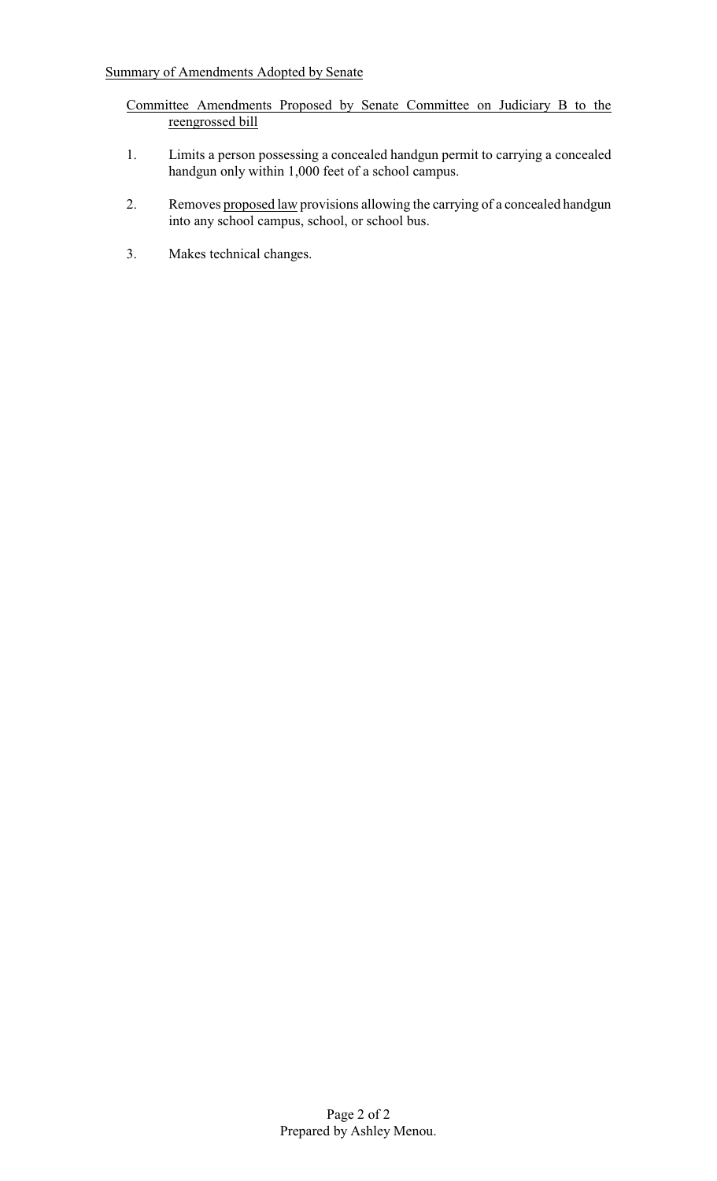Summary of Amendments Adopted by Senate

Committee Amendments Proposed by Senate Committee on Judiciary B to the reengrossed bill

1. Limits a person possessing a concealed handgun permit to carrying a concealed handgun only within 1,000 feet of a school campus.

2. Removes proposed law provisions allowing the carrying of a concealed handgun into any school campus, school, or school bus.

3. Makes technical changes.

Prepared by Ashley Menou.